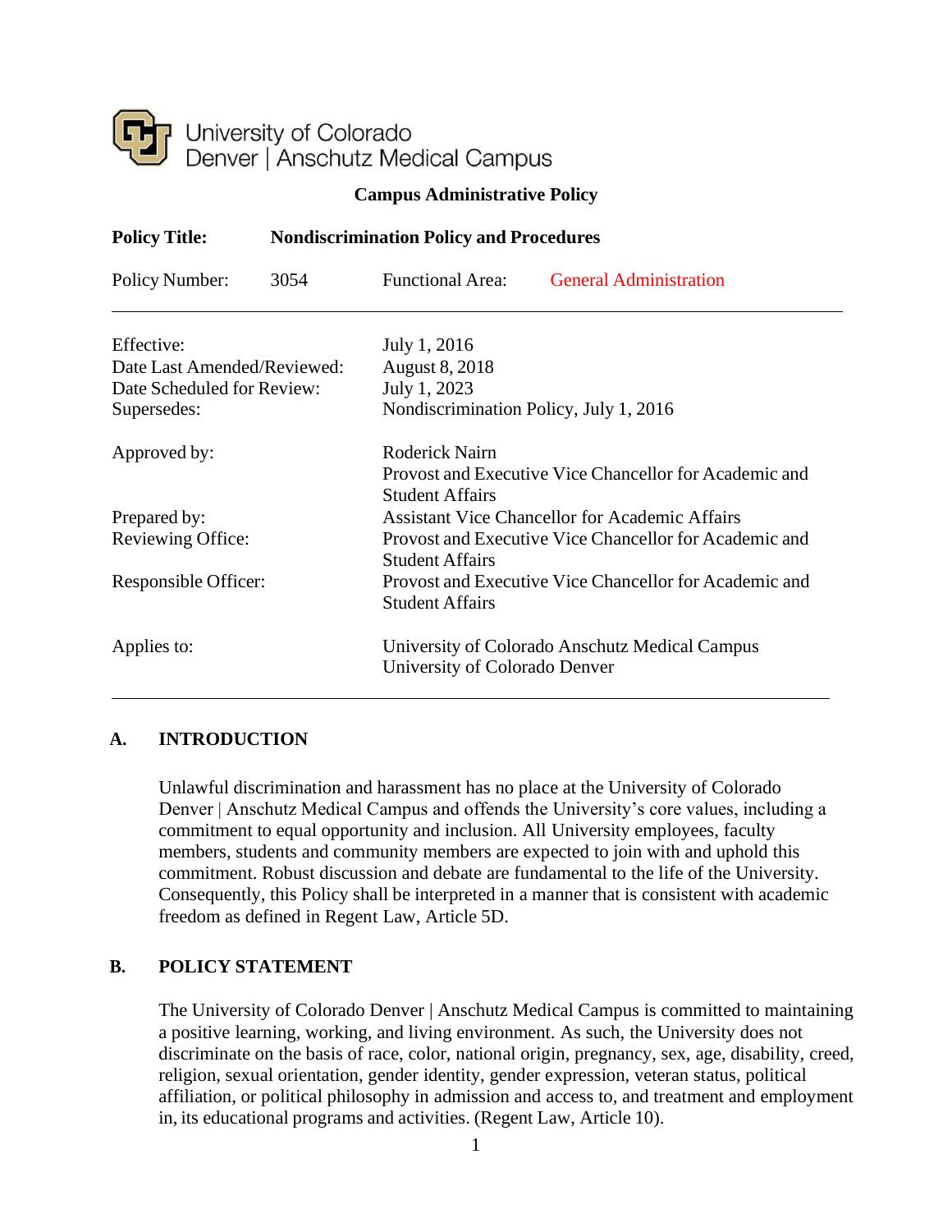University of Colorado
Denver | Anschutz Medical Campus

**Campus Administrative Policy**

| | |
|---|---|
| **Policy Title:** | **Nondiscrimination Policy and Procedures** |
| Policy Number: 3054 | Functional Area: General Administration |

| | |
|---|---|
| Effective: | July 1, 2016 |
| Date Last Amended/Reviewed: | August 8, 2018 |
| Date Scheduled for Review: | July 1, 2023 |
| Supersedes: | Nondiscrimination Policy, July 1, 2016 |
| Approved by: | Roderick Nairn<br>Provost and Executive Vice Chancellor for Academic and Student Affairs |
| Prepared by: | Assistant Vice Chancellor for Academic Affairs |
| Reviewing Office: | Provost and Executive Vice Chancellor for Academic and Student Affairs |
| Responsible Officer: | Provost and Executive Vice Chancellor for Academic and Student Affairs |
| Applies to: | University of Colorado Anschutz Medical Campus<br>University of Colorado Denver |

## A. INTRODUCTION

Unlawful discrimination and harassment has no place at the University of Colorado Denver | Anschutz Medical Campus and offends the University's core values, including a commitment to equal opportunity and inclusion. All University employees, faculty members, students and community members are expected to join with and uphold this commitment. Robust discussion and debate are fundamental to the life of the University. Consequently, this Policy shall be interpreted in a manner that is consistent with academic freedom as defined in Regent Law, Article 5D.

## B. POLICY STATEMENT

The University of Colorado Denver | Anschutz Medical Campus is committed to maintaining a positive learning, working, and living environment. As such, the University does not discriminate on the basis of race, color, national origin, pregnancy, sex, age, disability, creed, religion, sexual orientation, gender identity, gender expression, veteran status, political affiliation, or political philosophy in admission and access to, and treatment and employment in, its educational programs and activities. (Regent Law, Article 10).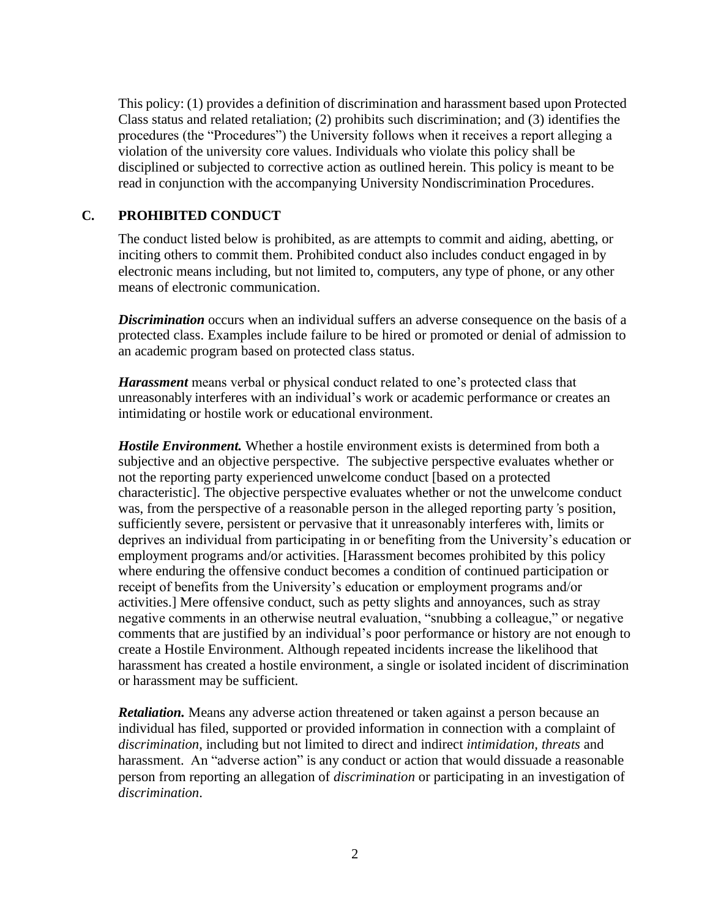This policy: (1) provides a definition of discrimination and harassment based upon Protected Class status and related retaliation; (2) prohibits such discrimination; and (3) identifies the procedures (the "Procedures") the University follows when it receives a report alleging a violation of the university core values. Individuals who violate this policy shall be disciplined or subjected to corrective action as outlined herein. This policy is meant to be read in conjunction with the accompanying University Nondiscrimination Procedures.

## C. PROHIBITED CONDUCT

The conduct listed below is prohibited, as are attempts to commit and aiding, abetting, or inciting others to commit them. Prohibited conduct also includes conduct engaged in by electronic means including, but not limited to, computers, any type of phone, or any other means of electronic communication.

***Discrimination*** occurs when an individual suffers an adverse consequence on the basis of a protected class. Examples include failure to be hired or promoted or denial of admission to an academic program based on protected class status.

***Harassment*** means verbal or physical conduct related to one's protected class that unreasonably interferes with an individual's work or academic performance or creates an intimidating or hostile work or educational environment.

***Hostile Environment.*** Whether a hostile environment exists is determined from both a subjective and an objective perspective. The subjective perspective evaluates whether or not the reporting party experienced unwelcome conduct [based on a protected characteristic]. The objective perspective evaluates whether or not the unwelcome conduct was, from the perspective of a reasonable person in the alleged reporting party's position, sufficiently severe, persistent or pervasive that it unreasonably interferes with, limits or deprives an individual from participating in or benefiting from the University's education or employment programs and/or activities. [Harassment becomes prohibited by this policy where enduring the offensive conduct becomes a condition of continued participation or receipt of benefits from the University's education or employment programs and/or activities.] Mere offensive conduct, such as petty slights and annoyances, such as stray negative comments in an otherwise neutral evaluation, "snubbing a colleague," or negative comments that are justified by an individual's poor performance or history are not enough to create a Hostile Environment. Although repeated incidents increase the likelihood that harassment has created a hostile environment, a single or isolated incident of discrimination or harassment may be sufficient.

***Retaliation.*** Means any adverse action threatened or taken against a person because an individual has filed, supported or provided information in connection with a complaint of *discrimination*, including but not limited to direct and indirect *intimidation, threats* and harassment. An "adverse action" is any conduct or action that would dissuade a reasonable person from reporting an allegation of *discrimination* or participating in an investigation of *discrimination*.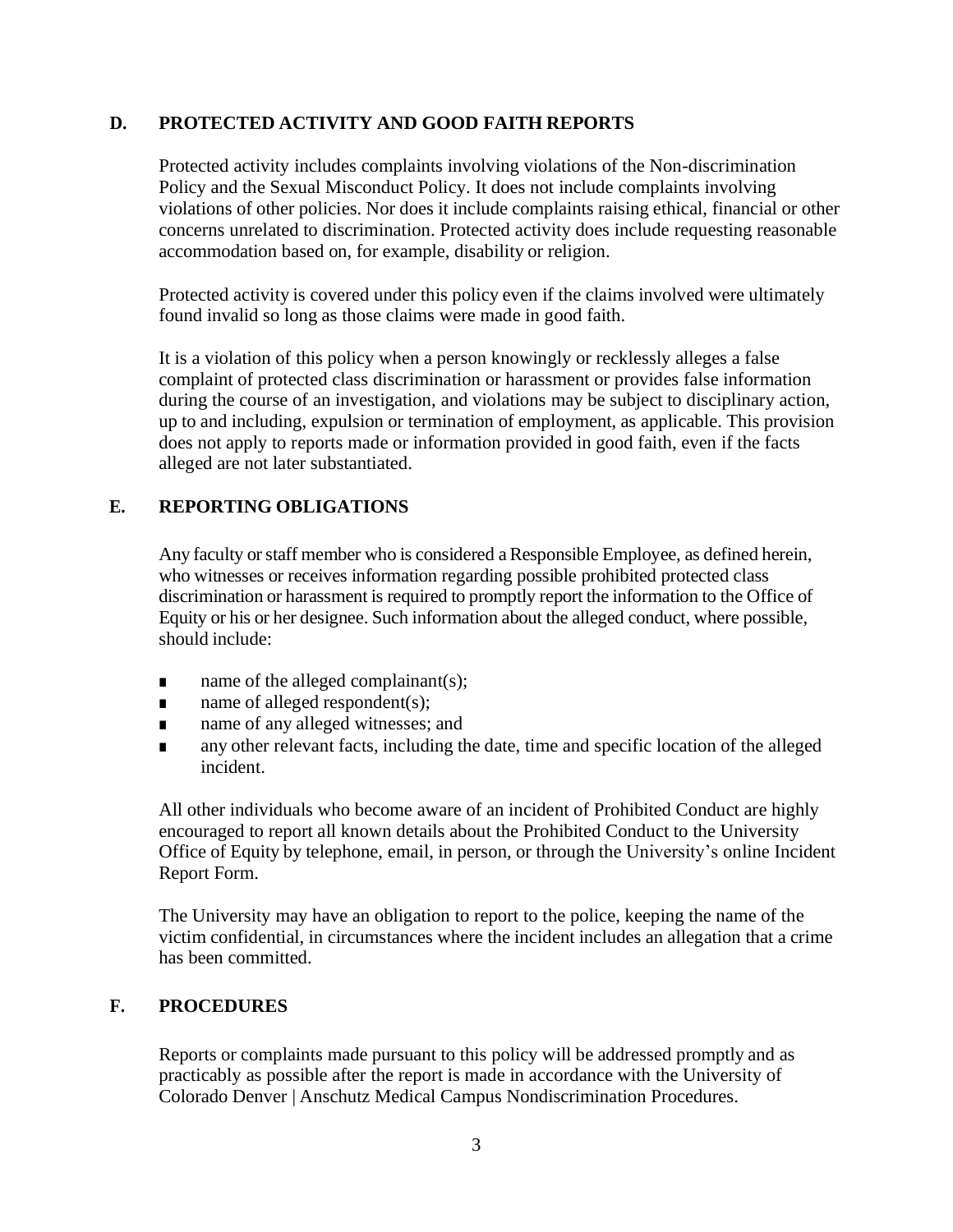## D. PROTECTED ACTIVITY AND GOOD FAITH REPORTS

Protected activity includes complaints involving violations of the Non-discrimination Policy and the Sexual Misconduct Policy. It does not include complaints involving violations of other policies. Nor does it include complaints raising ethical, financial or other concerns unrelated to discrimination. Protected activity does include requesting reasonable accommodation based on, for example, disability or religion.

Protected activity is covered under this policy even if the claims involved were ultimately found invalid so long as those claims were made in good faith.

It is a violation of this policy when a person knowingly or recklessly alleges a false complaint of protected class discrimination or harassment or provides false information during the course of an investigation, and violations may be subject to disciplinary action, up to and including, expulsion or termination of employment, as applicable. This provision does not apply to reports made or information provided in good faith, even if the facts alleged are not later substantiated.

## E. REPORTING OBLIGATIONS

Any faculty or staff member who is considered a Responsible Employee, as defined herein, who witnesses or receives information regarding possible prohibited protected class discrimination or harassment is required to promptly report the information to the Office of Equity or his or her designee. Such information about the alleged conduct, where possible, should include:

- name of the alleged complainant(s);
- name of alleged respondent(s);
- name of any alleged witnesses; and
- any other relevant facts, including the date, time and specific location of the alleged incident.

All other individuals who become aware of an incident of Prohibited Conduct are highly encouraged to report all known details about the Prohibited Conduct to the University Office of Equity by telephone, email, in person, or through the University's online Incident Report Form.

The University may have an obligation to report to the police, keeping the name of the victim confidential, in circumstances where the incident includes an allegation that a crime has been committed.

## F. PROCEDURES

Reports or complaints made pursuant to this policy will be addressed promptly and as practicably as possible after the report is made in accordance with the University of Colorado Denver | Anschutz Medical Campus Nondiscrimination Procedures.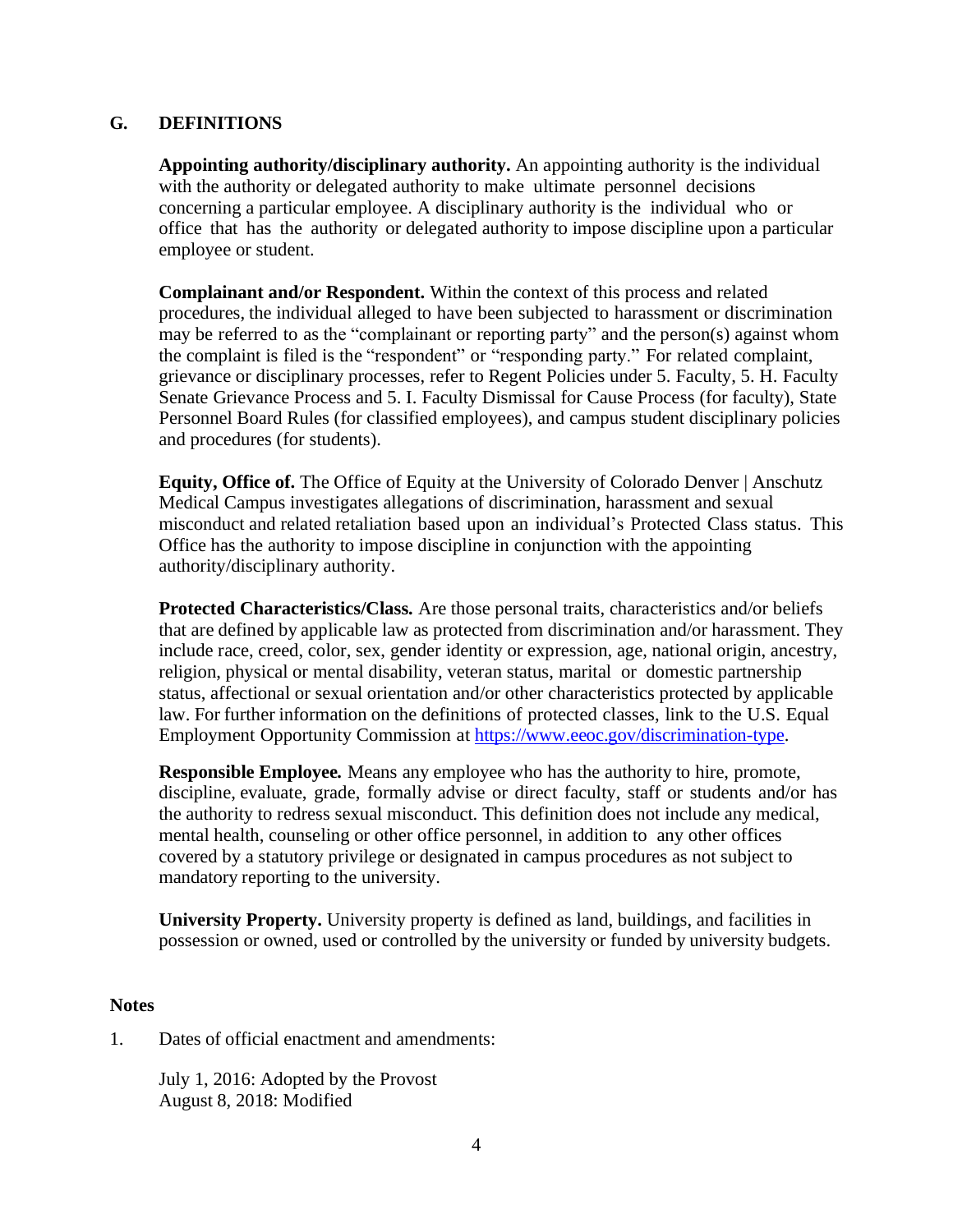## G. DEFINITIONS

**Appointing authority/disciplinary authority.** An appointing authority is the individual with the authority or delegated authority to make ultimate personnel decisions concerning a particular employee. A disciplinary authority is the individual who or office that has the authority or delegated authority to impose discipline upon a particular employee or student.

**Complainant and/or Respondent.** Within the context of this process and related procedures, the individual alleged to have been subjected to harassment or discrimination may be referred to as the "complainant or reporting party" and the person(s) against whom the complaint is filed is the "respondent" or "responding party." For related complaint, grievance or disciplinary processes, refer to Regent Policies under 5. Faculty, 5. H. Faculty Senate Grievance Process and 5. I. Faculty Dismissal for Cause Process (for faculty), State Personnel Board Rules (for classified employees), and campus student disciplinary policies and procedures (for students).

**Equity, Office of.** The Office of Equity at the University of Colorado Denver | Anschutz Medical Campus investigates allegations of discrimination, harassment and sexual misconduct and related retaliation based upon an individual's Protected Class status. This Office has the authority to impose discipline in conjunction with the appointing authority/disciplinary authority.

**Protected Characteristics/Class.** Are those personal traits, characteristics and/or beliefs that are defined by applicable law as protected from discrimination and/or harassment. They include race, creed, color, sex, gender identity or expression, age, national origin, ancestry, religion, physical or mental disability, veteran status, marital or domestic partnership status, affectional or sexual orientation and/or other characteristics protected by applicable law. For further information on the definitions of protected classes, link to the U.S. Equal Employment Opportunity Commission at https://www.eeoc.gov/discrimination-type.

**Responsible Employee.** Means any employee who has the authority to hire, promote, discipline, evaluate, grade, formally advise or direct faculty, staff or students and/or has the authority to redress sexual misconduct. This definition does not include any medical, mental health, counseling or other office personnel, in addition to any other offices covered by a statutory privilege or designated in campus procedures as not subject to mandatory reporting to the university.

**University Property.** University property is defined as land, buildings, and facilities in possession or owned, used or controlled by the university or funded by university budgets.

**Notes**

1. Dates of official enactment and amendments:

   July 1, 2016: Adopted by the Provost
   August 8, 2018: Modified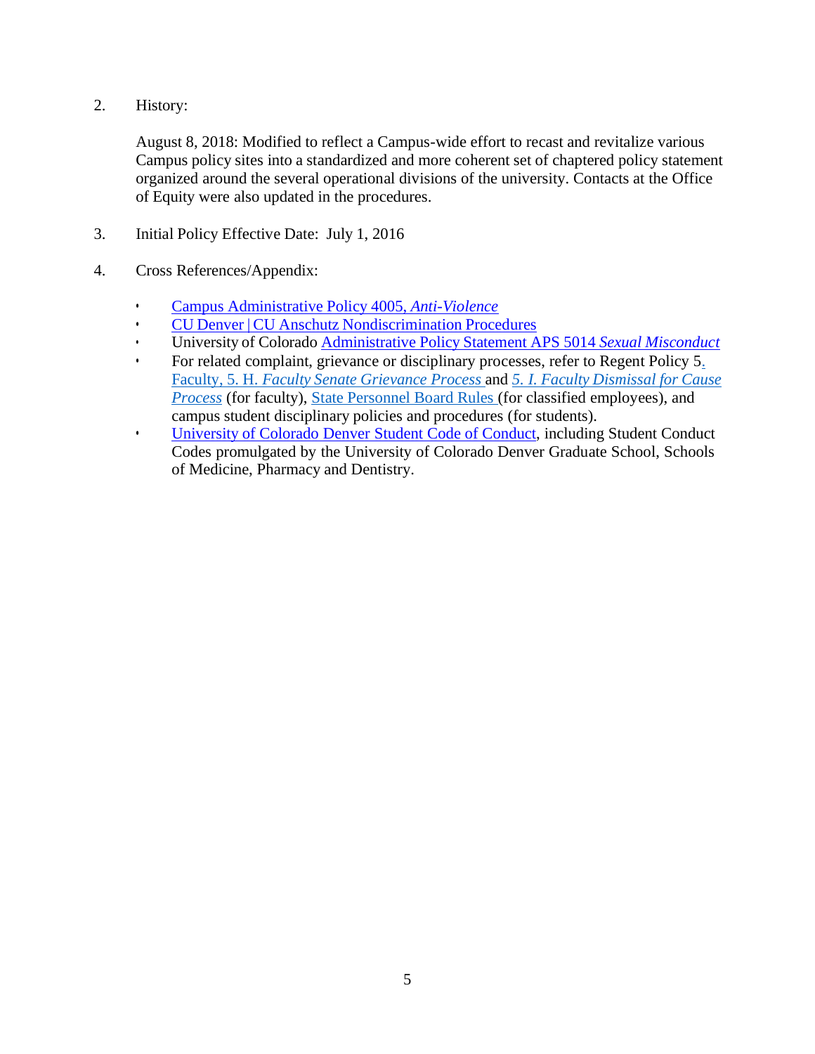2. History:

   August 8, 2018: Modified to reflect a Campus-wide effort to recast and revitalize various Campus policy sites into a standardized and more coherent set of chaptered policy statement organized around the several operational divisions of the university. Contacts at the Office of Equity were also updated in the procedures.

3. Initial Policy Effective Date: July 1, 2016

4. Cross References/Appendix:

   - Campus Administrative Policy 4005, *Anti-Violence*
   - CU Denver | CU Anschutz Nondiscrimination Procedures
   - University of Colorado Administrative Policy Statement APS 5014 *Sexual Misconduct*
   - For related complaint, grievance or disciplinary processes, refer to Regent Policy 5. Faculty, 5. H. *Faculty Senate Grievance Process* and *5. I. Faculty Dismissal for Cause Process* (for faculty), State Personnel Board Rules (for classified employees), and campus student disciplinary policies and procedures (for students).
   - University of Colorado Denver Student Code of Conduct, including Student Conduct Codes promulgated by the University of Colorado Denver Graduate School, Schools of Medicine, Pharmacy and Dentistry.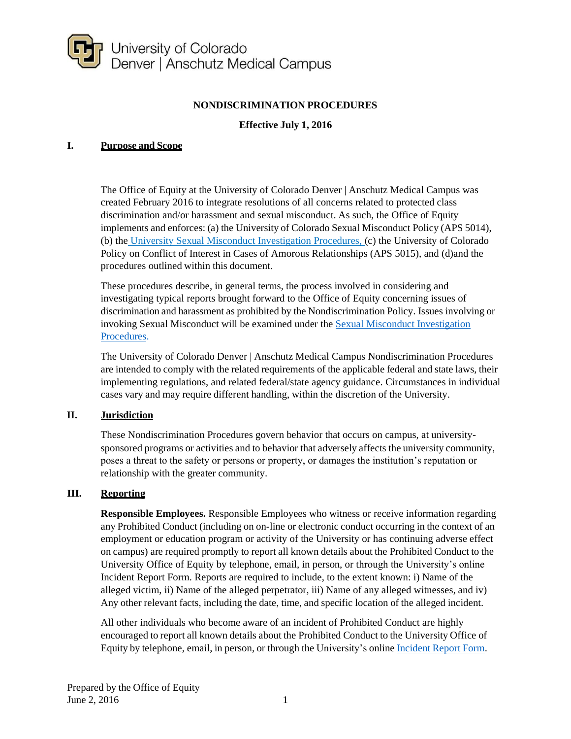University of Colorado
Denver | Anschutz Medical Campus

# NONDISCRIMINATION PROCEDURES

**Effective July 1, 2016**

## I. Purpose and Scope

The Office of Equity at the University of Colorado Denver | Anschutz Medical Campus was created February 2016 to integrate resolutions of all concerns related to protected class discrimination and/or harassment and sexual misconduct. As such, the Office of Equity implements and enforces: (a) the University of Colorado Sexual Misconduct Policy (APS 5014), (b) the University Sexual Misconduct Investigation Procedures, (c) the University of Colorado Policy on Conflict of Interest in Cases of Amorous Relationships (APS 5015), and (d)and the procedures outlined within this document.

These procedures describe, in general terms, the process involved in considering and investigating typical reports brought forward to the Office of Equity concerning issues of discrimination and harassment as prohibited by the Nondiscrimination Policy. Issues involving or invoking Sexual Misconduct will be examined under the Sexual Misconduct Investigation Procedures.

The University of Colorado Denver | Anschutz Medical Campus Nondiscrimination Procedures are intended to comply with the related requirements of the applicable federal and state laws, their implementing regulations, and related federal/state agency guidance. Circumstances in individual cases vary and may require different handling, within the discretion of the University.

## II. Jurisdiction

These Nondiscrimination Procedures govern behavior that occurs on campus, at university-sponsored programs or activities and to behavior that adversely affects the university community, poses a threat to the safety or persons or property, or damages the institution's reputation or relationship with the greater community.

## III. Reporting

**Responsible Employees.** Responsible Employees who witness or receive information regarding any Prohibited Conduct (including on on-line or electronic conduct occurring in the context of an employment or education program or activity of the University or has continuing adverse effect on campus) are required promptly to report all known details about the Prohibited Conduct to the University Office of Equity by telephone, email, in person, or through the University's online Incident Report Form. Reports are required to include, to the extent known: i) Name of the alleged victim, ii) Name of the alleged perpetrator, iii) Name of any alleged witnesses, and iv) Any other relevant facts, including the date, time, and specific location of the alleged incident.

All other individuals who become aware of an incident of Prohibited Conduct are highly encouraged to report all known details about the Prohibited Conduct to the University Office of Equity by telephone, email, in person, or through the University's online Incident Report Form.

Prepared by the Office of Equity
June 2, 2016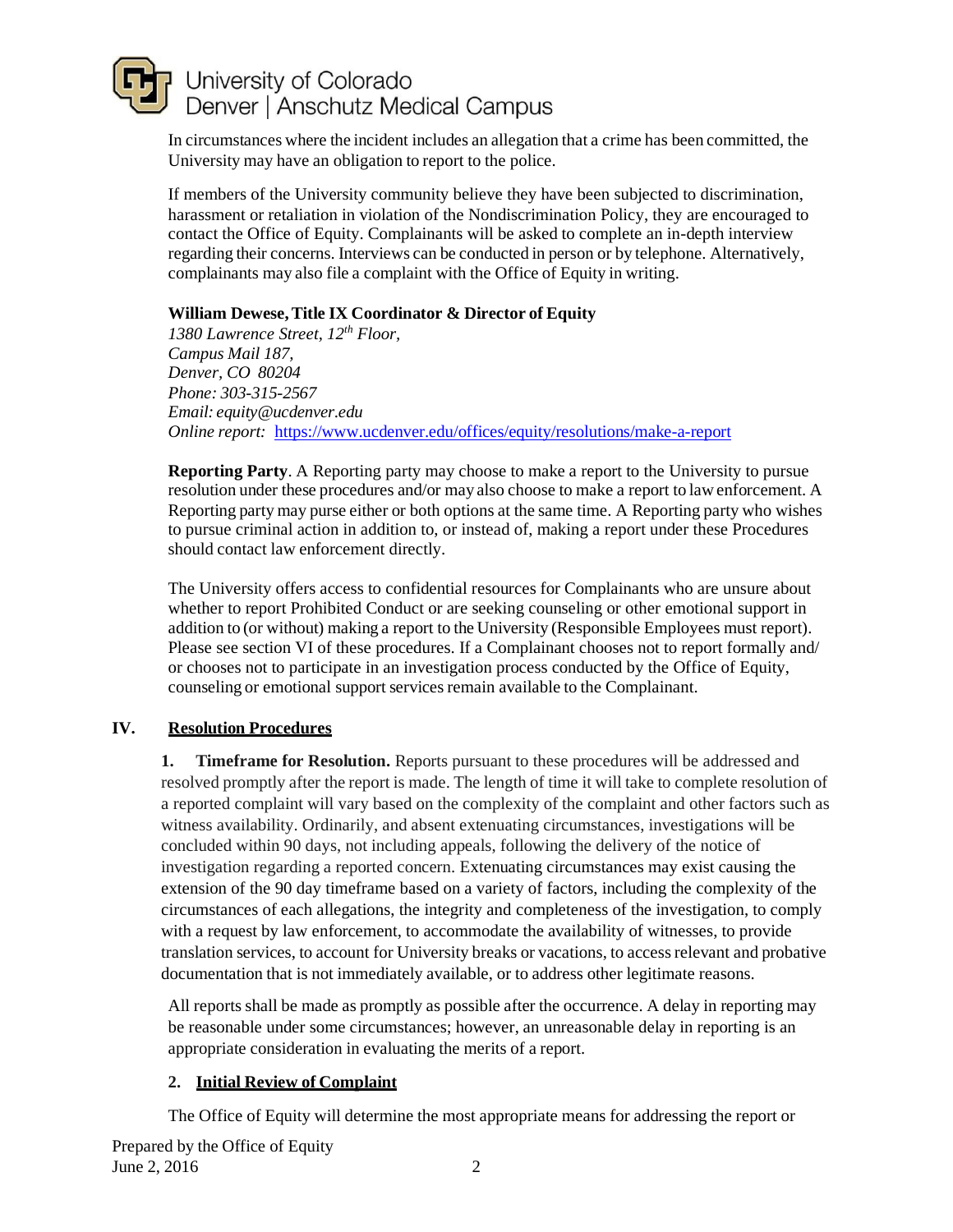In circumstances where the incident includes an allegation that a crime has been committed, the University may have an obligation to report to the police.

If members of the University community believe they have been subjected to discrimination, harassment or retaliation in violation of the Nondiscrimination Policy, they are encouraged to contact the Office of Equity. Complainants will be asked to complete an in-depth interview regarding their concerns. Interviews can be conducted in person or by telephone. Alternatively, complainants may also file a complaint with the Office of Equity in writing.

**William Dewese, Title IX Coordinator & Director of Equity**
*1380 Lawrence Street, 12th Floor,*
*Campus Mail 187,*
*Denver, CO 80204*
*Phone: 303-315-2567*
*Email: equity@ucdenver.edu*
*Online report:* https://www.ucdenver.edu/offices/equity/resolutions/make-a-report

**Reporting Party**. A Reporting party may choose to make a report to the University to pursue resolution under these procedures and/or may also choose to make a report to law enforcement. A Reporting party may purse either or both options at the same time. A Reporting party who wishes to pursue criminal action in addition to, or instead of, making a report under these Procedures should contact law enforcement directly.

The University offers access to confidential resources for Complainants who are unsure about whether to report Prohibited Conduct or are seeking counseling or other emotional support in addition to (or without) making a report to the University (Responsible Employees must report). Please see section VI of these procedures. If a Complainant chooses not to report formally and/ or chooses not to participate in an investigation process conducted by the Office of Equity, counseling or emotional support services remain available to the Complainant.

## IV. Resolution Procedures

**1. Timeframe for Resolution.** Reports pursuant to these procedures will be addressed and resolved promptly after the report is made. The length of time it will take to complete resolution of a reported complaint will vary based on the complexity of the complaint and other factors such as witness availability. Ordinarily, and absent extenuating circumstances, investigations will be concluded within 90 days, not including appeals, following the delivery of the notice of investigation regarding a reported concern. Extenuating circumstances may exist causing the extension of the 90 day timeframe based on a variety of factors, including the complexity of the circumstances of each allegations, the integrity and completeness of the investigation, to comply with a request by law enforcement, to accommodate the availability of witnesses, to provide translation services, to account for University breaks or vacations, to access relevant and probative documentation that is not immediately available, or to address other legitimate reasons.

All reports shall be made as promptly as possible after the occurrence. A delay in reporting may be reasonable under some circumstances; however, an unreasonable delay in reporting is an appropriate consideration in evaluating the merits of a report.

### 2. Initial Review of Complaint

The Office of Equity will determine the most appropriate means for addressing the report or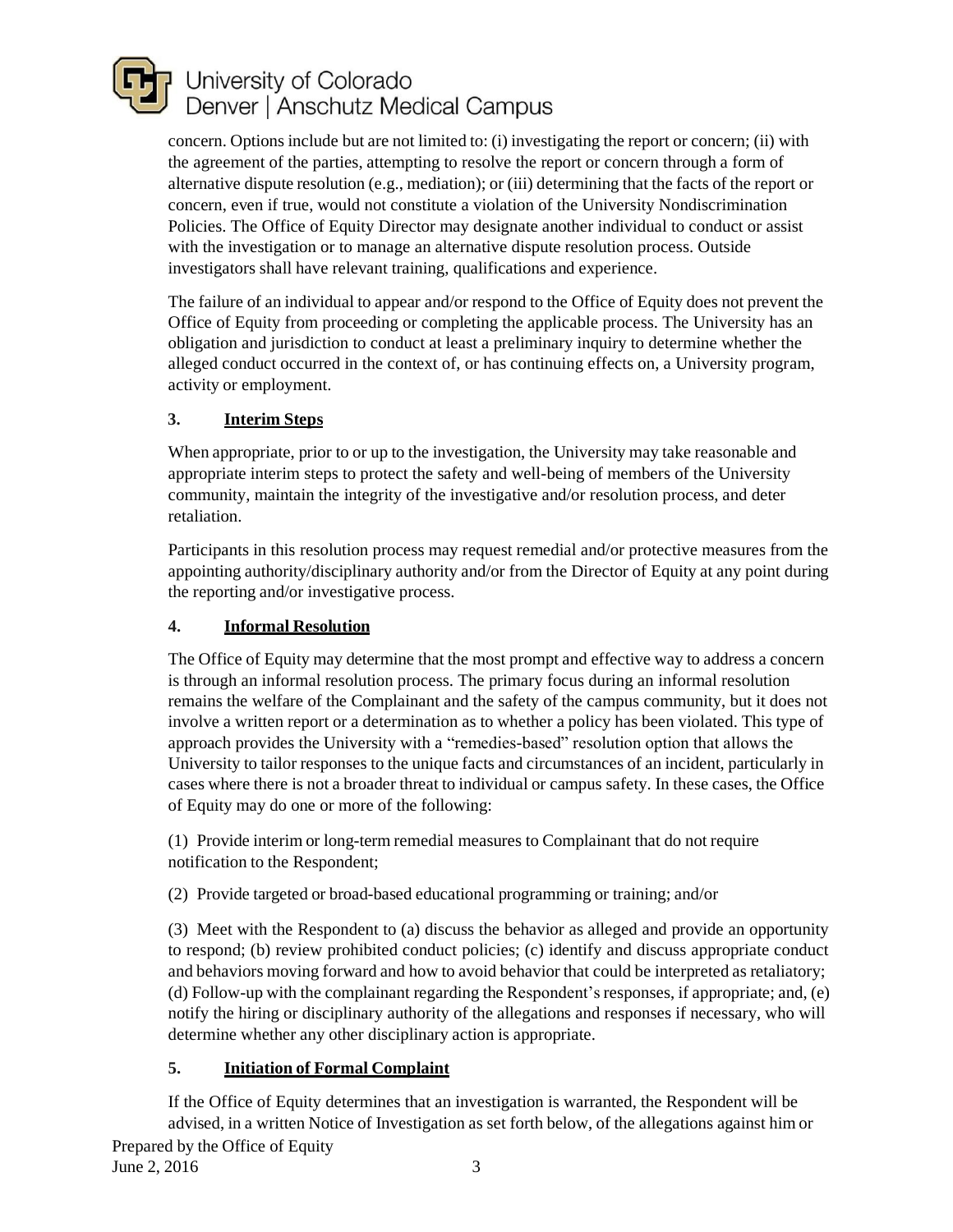concern. Options include but are not limited to: (i) investigating the report or concern; (ii) with the agreement of the parties, attempting to resolve the report or concern through a form of alternative dispute resolution (e.g., mediation); or (iii) determining that the facts of the report or concern, even if true, would not constitute a violation of the University Nondiscrimination Policies. The Office of Equity Director may designate another individual to conduct or assist with the investigation or to manage an alternative dispute resolution process. Outside investigators shall have relevant training, qualifications and experience.

The failure of an individual to appear and/or respond to the Office of Equity does not prevent the Office of Equity from proceeding or completing the applicable process. The University has an obligation and jurisdiction to conduct at least a preliminary inquiry to determine whether the alleged conduct occurred in the context of, or has continuing effects on, a University program, activity or employment.

### 3. Interim Steps

When appropriate, prior to or up to the investigation, the University may take reasonable and appropriate interim steps to protect the safety and well-being of members of the University community, maintain the integrity of the investigative and/or resolution process, and deter retaliation.

Participants in this resolution process may request remedial and/or protective measures from the appointing authority/disciplinary authority and/or from the Director of Equity at any point during the reporting and/or investigative process.

### 4. Informal Resolution

The Office of Equity may determine that the most prompt and effective way to address a concern is through an informal resolution process. The primary focus during an informal resolution remains the welfare of the Complainant and the safety of the campus community, but it does not involve a written report or a determination as to whether a policy has been violated. This type of approach provides the University with a "remedies-based" resolution option that allows the University to tailor responses to the unique facts and circumstances of an incident, particularly in cases where there is not a broader threat to individual or campus safety. In these cases, the Office of Equity may do one or more of the following:

(1) Provide interim or long-term remedial measures to Complainant that do not require notification to the Respondent;

(2) Provide targeted or broad-based educational programming or training; and/or

(3) Meet with the Respondent to (a) discuss the behavior as alleged and provide an opportunity to respond; (b) review prohibited conduct policies; (c) identify and discuss appropriate conduct and behaviors moving forward and how to avoid behavior that could be interpreted as retaliatory; (d) Follow-up with the complainant regarding the Respondent's responses, if appropriate; and, (e) notify the hiring or disciplinary authority of the allegations and responses if necessary, who will determine whether any other disciplinary action is appropriate.

### 5. Initiation of Formal Complaint

If the Office of Equity determines that an investigation is warranted, the Respondent will be advised, in a written Notice of Investigation as set forth below, of the allegations against him or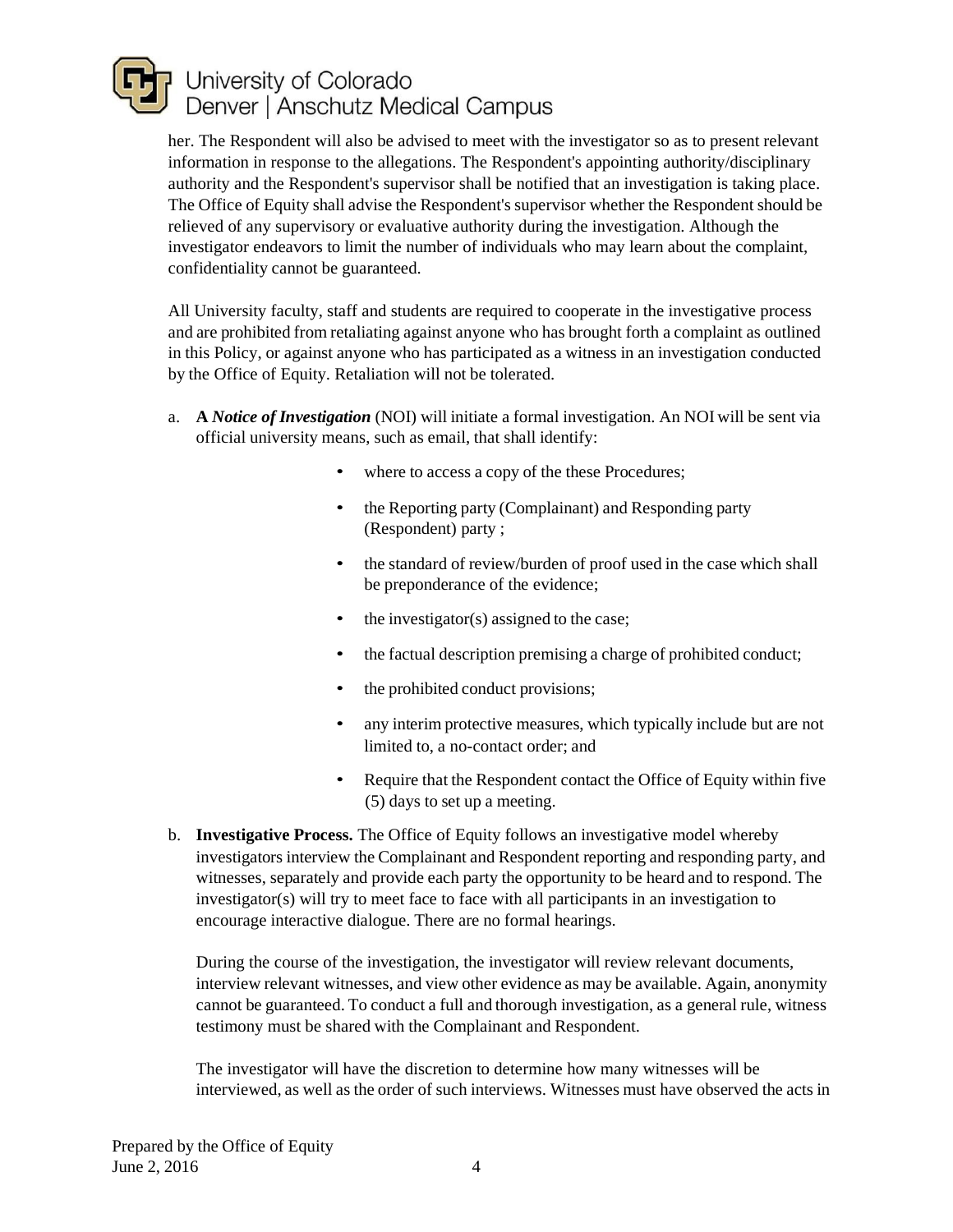her. The Respondent will also be advised to meet with the investigator so as to present relevant information in response to the allegations. The Respondent's appointing authority/disciplinary authority and the Respondent's supervisor shall be notified that an investigation is taking place. The Office of Equity shall advise the Respondent's supervisor whether the Respondent should be relieved of any supervisory or evaluative authority during the investigation. Although the investigator endeavors to limit the number of individuals who may learn about the complaint, confidentiality cannot be guaranteed.

All University faculty, staff and students are required to cooperate in the investigative process and are prohibited from retaliating against anyone who has brought forth a complaint as outlined in this Policy, or against anyone who has participated as a witness in an investigation conducted by the Office of Equity. Retaliation will not be tolerated.

a. **A *Notice of Investigation*** (NOI) will initiate a formal investigation. An NOI will be sent via official university means, such as email, that shall identify:

   - where to access a copy of the these Procedures;
   - the Reporting party (Complainant) and Responding party (Respondent) party ;
   - the standard of review/burden of proof used in the case which shall be preponderance of the evidence;
   - the investigator(s) assigned to the case;
   - the factual description premising a charge of prohibited conduct;
   - the prohibited conduct provisions;
   - any interim protective measures, which typically include but are not limited to, a no-contact order; and
   - Require that the Respondent contact the Office of Equity within five (5) days to set up a meeting.

b. **Investigative Process.** The Office of Equity follows an investigative model whereby investigators interview the Complainant and Respondent reporting and responding party, and witnesses, separately and provide each party the opportunity to be heard and to respond. The investigator(s) will try to meet face to face with all participants in an investigation to encourage interactive dialogue. There are no formal hearings.

   During the course of the investigation, the investigator will review relevant documents, interview relevant witnesses, and view other evidence as may be available. Again, anonymity cannot be guaranteed. To conduct a full and thorough investigation, as a general rule, witness testimony must be shared with the Complainant and Respondent.

   The investigator will have the discretion to determine how many witnesses will be interviewed, as well as the order of such interviews. Witnesses must have observed the acts in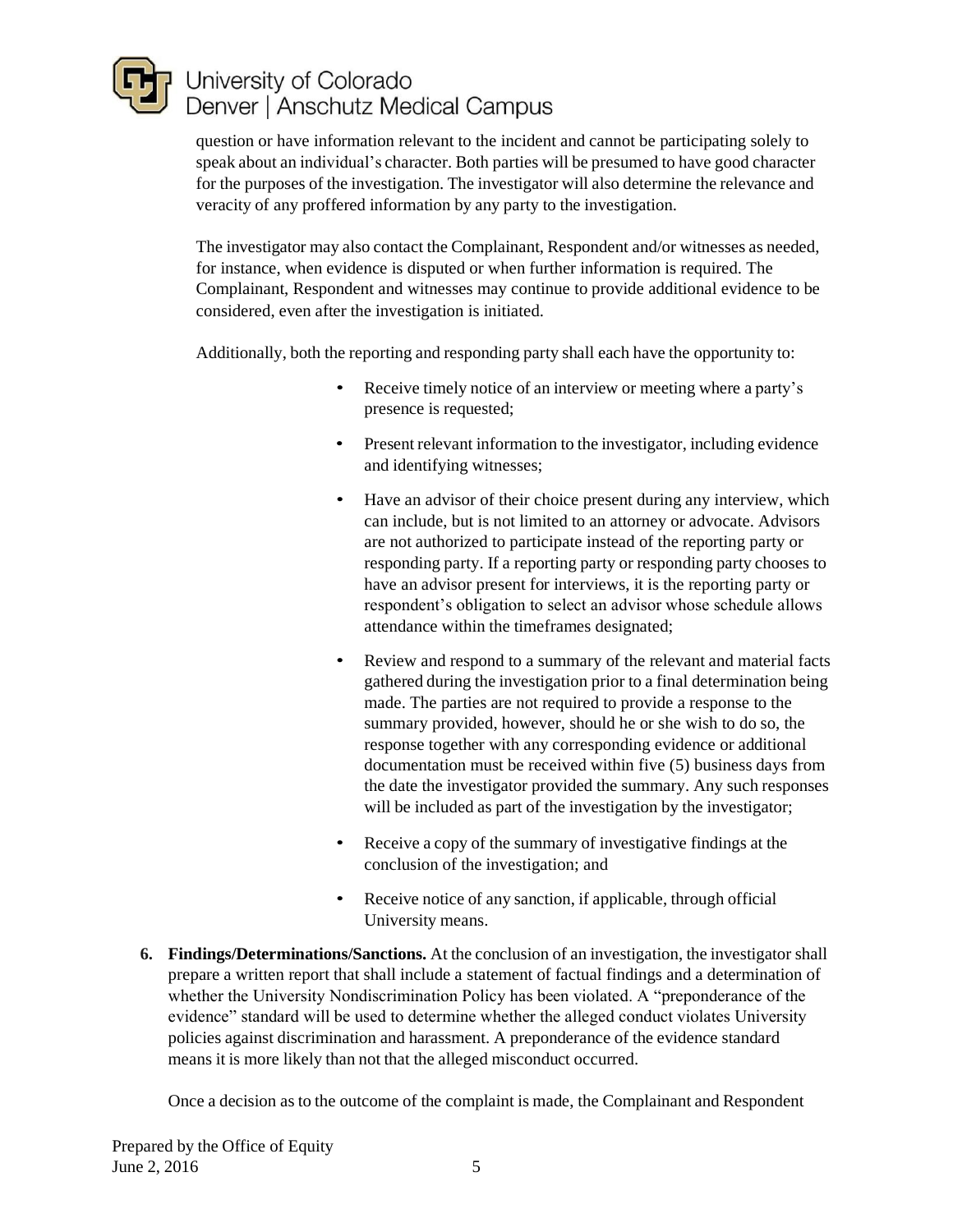question or have information relevant to the incident and cannot be participating solely to speak about an individual's character. Both parties will be presumed to have good character for the purposes of the investigation. The investigator will also determine the relevance and veracity of any proffered information by any party to the investigation.

The investigator may also contact the Complainant, Respondent and/or witnesses as needed, for instance, when evidence is disputed or when further information is required. The Complainant, Respondent and witnesses may continue to provide additional evidence to be considered, even after the investigation is initiated.

Additionally, both the reporting and responding party shall each have the opportunity to:

- Receive timely notice of an interview or meeting where a party's presence is requested;
- Present relevant information to the investigator, including evidence and identifying witnesses;
- Have an advisor of their choice present during any interview, which can include, but is not limited to an attorney or advocate. Advisors are not authorized to participate instead of the reporting party or responding party. If a reporting party or responding party chooses to have an advisor present for interviews, it is the reporting party or respondent's obligation to select an advisor whose schedule allows attendance within the timeframes designated;
- Review and respond to a summary of the relevant and material facts gathered during the investigation prior to a final determination being made. The parties are not required to provide a response to the summary provided, however, should he or she wish to do so, the response together with any corresponding evidence or additional documentation must be received within five (5) business days from the date the investigator provided the summary. Any such responses will be included as part of the investigation by the investigator;
- Receive a copy of the summary of investigative findings at the conclusion of the investigation; and
- Receive notice of any sanction, if applicable, through official University means.

6. **Findings/Determinations/Sanctions.** At the conclusion of an investigation, the investigator shall prepare a written report that shall include a statement of factual findings and a determination of whether the University Nondiscrimination Policy has been violated. A "preponderance of the evidence" standard will be used to determine whether the alleged conduct violates University policies against discrimination and harassment. A preponderance of the evidence standard means it is more likely than not that the alleged misconduct occurred.

   Once a decision as to the outcome of the complaint is made, the Complainant and Respondent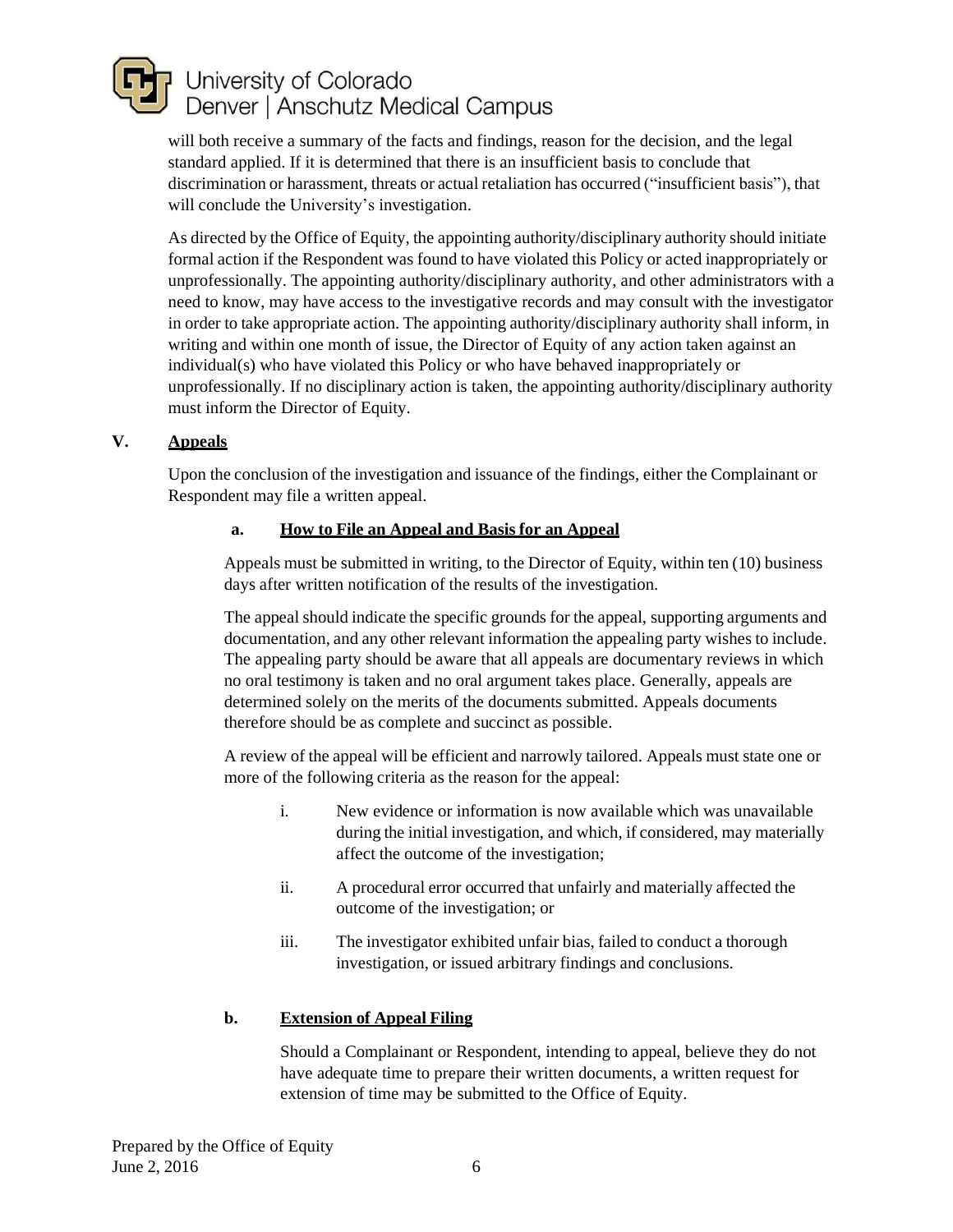will both receive a summary of the facts and findings, reason for the decision, and the legal standard applied. If it is determined that there is an insufficient basis to conclude that discrimination or harassment, threats or actual retaliation has occurred ("insufficient basis"), that will conclude the University's investigation.

As directed by the Office of Equity, the appointing authority/disciplinary authority should initiate formal action if the Respondent was found to have violated this Policy or acted inappropriately or unprofessionally. The appointing authority/disciplinary authority, and other administrators with a need to know, may have access to the investigative records and may consult with the investigator in order to take appropriate action. The appointing authority/disciplinary authority shall inform, in writing and within one month of issue, the Director of Equity of any action taken against an individual(s) who have violated this Policy or who have behaved inappropriately or unprofessionally. If no disciplinary action is taken, the appointing authority/disciplinary authority must inform the Director of Equity.

## V. Appeals

Upon the conclusion of the investigation and issuance of the findings, either the Complainant or Respondent may file a written appeal.

### a. How to File an Appeal and Basis for an Appeal

Appeals must be submitted in writing, to the Director of Equity, within ten (10) business days after written notification of the results of the investigation.

The appeal should indicate the specific grounds for the appeal, supporting arguments and documentation, and any other relevant information the appealing party wishes to include. The appealing party should be aware that all appeals are documentary reviews in which no oral testimony is taken and no oral argument takes place. Generally, appeals are determined solely on the merits of the documents submitted. Appeals documents therefore should be as complete and succinct as possible.

A review of the appeal will be efficient and narrowly tailored. Appeals must state one or more of the following criteria as the reason for the appeal:

i. New evidence or information is now available which was unavailable during the initial investigation, and which, if considered, may materially affect the outcome of the investigation;

ii. A procedural error occurred that unfairly and materially affected the outcome of the investigation; or

iii. The investigator exhibited unfair bias, failed to conduct a thorough investigation, or issued arbitrary findings and conclusions.

### b. Extension of Appeal Filing

Should a Complainant or Respondent, intending to appeal, believe they do not have adequate time to prepare their written documents, a written request for extension of time may be submitted to the Office of Equity.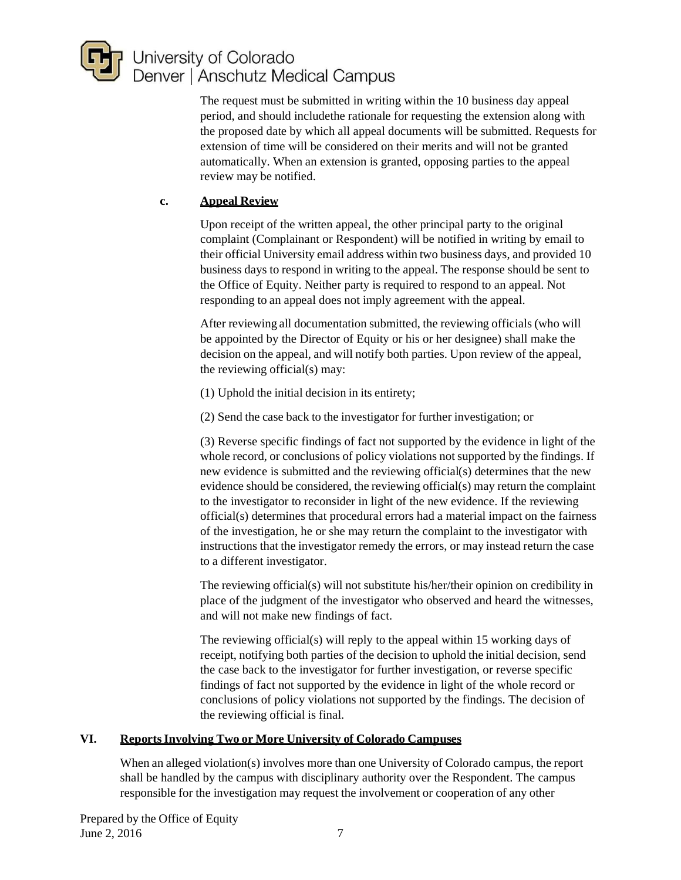The request must be submitted in writing within the 10 business day appeal period, and should includethe rationale for requesting the extension along with the proposed date by which all appeal documents will be submitted. Requests for extension of time will be considered on their merits and will not be granted automatically. When an extension is granted, opposing parties to the appeal review may be notified.

**c. <u>Appeal Review</u>**

Upon receipt of the written appeal, the other principal party to the original complaint (Complainant or Respondent) will be notified in writing by email to their official University email address within two business days, and provided 10 business days to respond in writing to the appeal. The response should be sent to the Office of Equity. Neither party is required to respond to an appeal. Not responding to an appeal does not imply agreement with the appeal.

After reviewing all documentation submitted, the reviewing officials (who will be appointed by the Director of Equity or his or her designee) shall make the decision on the appeal, and will notify both parties. Upon review of the appeal, the reviewing official(s) may:

(1) Uphold the initial decision in its entirety;

(2) Send the case back to the investigator for further investigation; or

(3) Reverse specific findings of fact not supported by the evidence in light of the whole record, or conclusions of policy violations not supported by the findings. If new evidence is submitted and the reviewing official(s) determines that the new evidence should be considered, the reviewing official(s) may return the complaint to the investigator to reconsider in light of the new evidence. If the reviewing official(s) determines that procedural errors had a material impact on the fairness of the investigation, he or she may return the complaint to the investigator with instructions that the investigator remedy the errors, or may instead return the case to a different investigator.

The reviewing official(s) will not substitute his/her/their opinion on credibility in place of the judgment of the investigator who observed and heard the witnesses, and will not make new findings of fact.

The reviewing official(s) will reply to the appeal within 15 working days of receipt, notifying both parties of the decision to uphold the initial decision, send the case back to the investigator for further investigation, or reverse specific findings of fact not supported by the evidence in light of the whole record or conclusions of policy violations not supported by the findings. The decision of the reviewing official is final.

## VI. <u>Reports Involving Two or More University of Colorado Campuses</u>

When an alleged violation(s) involves more than one University of Colorado campus, the report shall be handled by the campus with disciplinary authority over the Respondent. The campus responsible for the investigation may request the involvement or cooperation of any other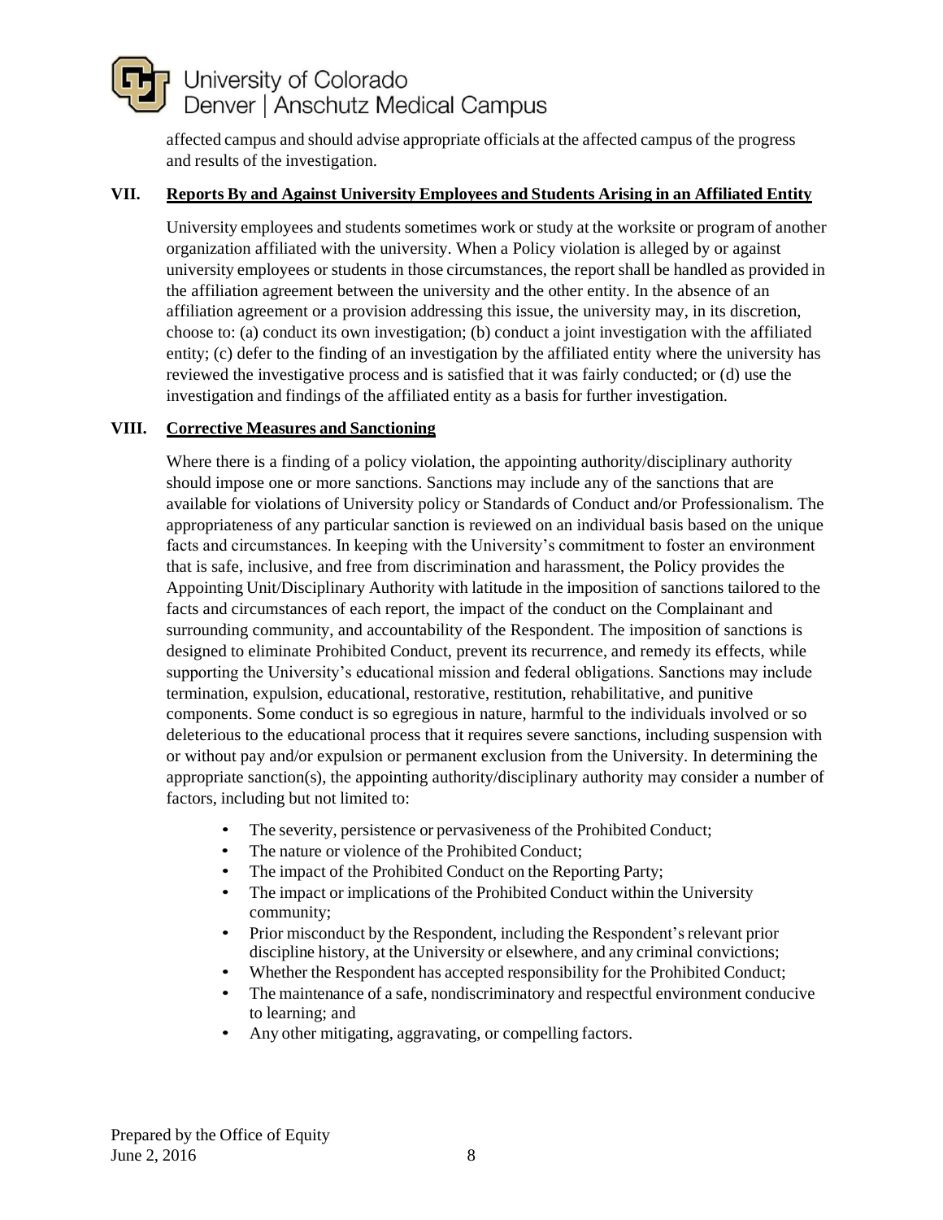affected campus and should advise appropriate officials at the affected campus of the progress and results of the investigation.

## VII. Reports By and Against University Employees and Students Arising in an Affiliated Entity

University employees and students sometimes work or study at the worksite or program of another organization affiliated with the university. When a Policy violation is alleged by or against university employees or students in those circumstances, the report shall be handled as provided in the affiliation agreement between the university and the other entity. In the absence of an affiliation agreement or a provision addressing this issue, the university may, in its discretion, choose to: (a) conduct its own investigation; (b) conduct a joint investigation with the affiliated entity; (c) defer to the finding of an investigation by the affiliated entity where the university has reviewed the investigative process and is satisfied that it was fairly conducted; or (d) use the investigation and findings of the affiliated entity as a basis for further investigation.

## VIII. Corrective Measures and Sanctioning

Where there is a finding of a policy violation, the appointing authority/disciplinary authority should impose one or more sanctions. Sanctions may include any of the sanctions that are available for violations of University policy or Standards of Conduct and/or Professionalism. The appropriateness of any particular sanction is reviewed on an individual basis based on the unique facts and circumstances. In keeping with the University's commitment to foster an environment that is safe, inclusive, and free from discrimination and harassment, the Policy provides the Appointing Unit/Disciplinary Authority with latitude in the imposition of sanctions tailored to the facts and circumstances of each report, the impact of the conduct on the Complainant and surrounding community, and accountability of the Respondent. The imposition of sanctions is designed to eliminate Prohibited Conduct, prevent its recurrence, and remedy its effects, while supporting the University's educational mission and federal obligations. Sanctions may include termination, expulsion, educational, restorative, restitution, rehabilitative, and punitive components. Some conduct is so egregious in nature, harmful to the individuals involved or so deleterious to the educational process that it requires severe sanctions, including suspension with or without pay and/or expulsion or permanent exclusion from the University. In determining the appropriate sanction(s), the appointing authority/disciplinary authority may consider a number of factors, including but not limited to:

- The severity, persistence or pervasiveness of the Prohibited Conduct;
- The nature or violence of the Prohibited Conduct;
- The impact of the Prohibited Conduct on the Reporting Party;
- The impact or implications of the Prohibited Conduct within the University community;
- Prior misconduct by the Respondent, including the Respondent's relevant prior discipline history, at the University or elsewhere, and any criminal convictions;
- Whether the Respondent has accepted responsibility for the Prohibited Conduct;
- The maintenance of a safe, nondiscriminatory and respectful environment conducive to learning; and
- Any other mitigating, aggravating, or compelling factors.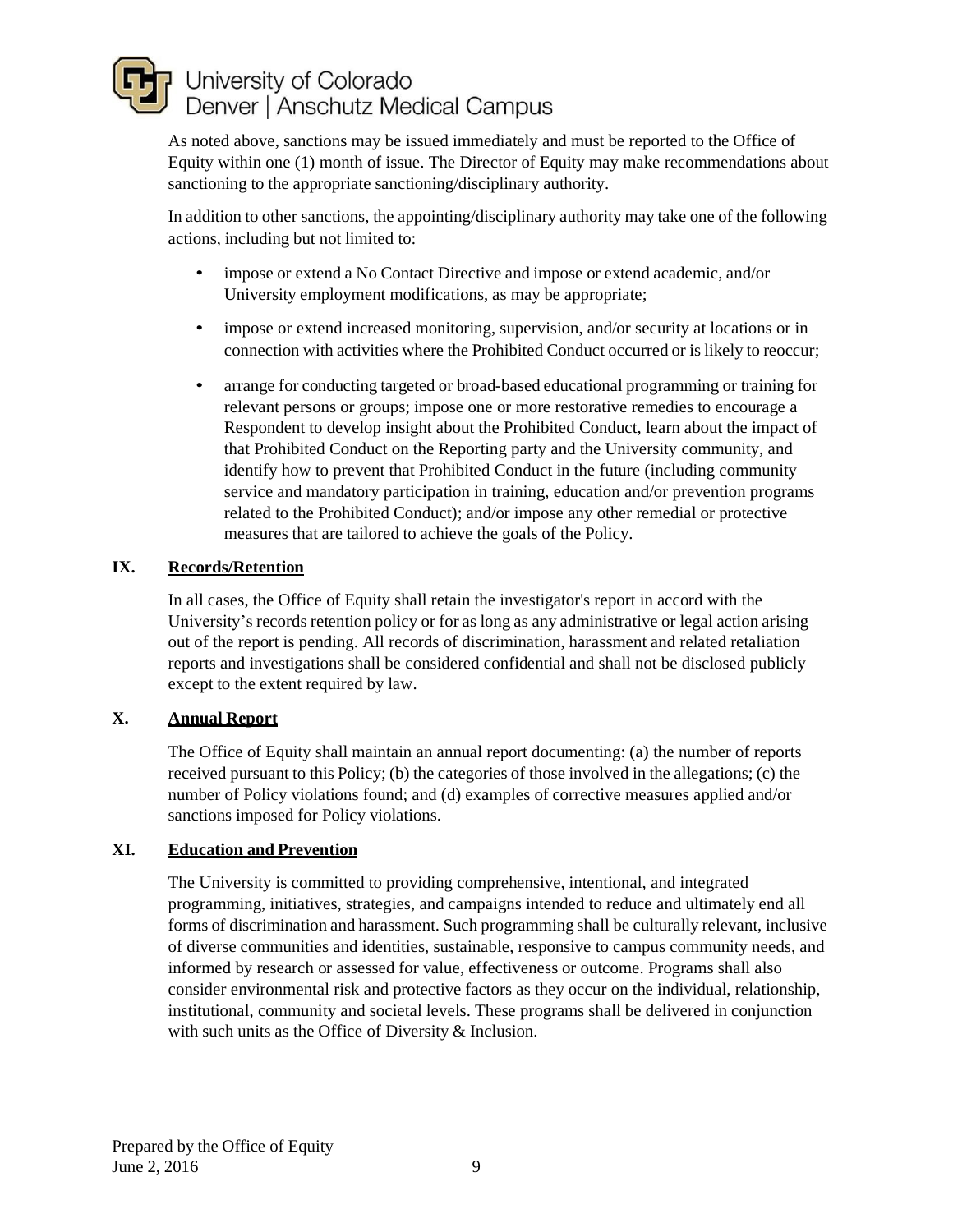As noted above, sanctions may be issued immediately and must be reported to the Office of Equity within one (1) month of issue. The Director of Equity may make recommendations about sanctioning to the appropriate sanctioning/disciplinary authority.

In addition to other sanctions, the appointing/disciplinary authority may take one of the following actions, including but not limited to:

- impose or extend a No Contact Directive and impose or extend academic, and/or University employment modifications, as may be appropriate;
- impose or extend increased monitoring, supervision, and/or security at locations or in connection with activities where the Prohibited Conduct occurred or is likely to reoccur;
- arrange for conducting targeted or broad-based educational programming or training for relevant persons or groups; impose one or more restorative remedies to encourage a Respondent to develop insight about the Prohibited Conduct, learn about the impact of that Prohibited Conduct on the Reporting party and the University community, and identify how to prevent that Prohibited Conduct in the future (including community service and mandatory participation in training, education and/or prevention programs related to the Prohibited Conduct); and/or impose any other remedial or protective measures that are tailored to achieve the goals of the Policy.

## IX. Records/Retention

In all cases, the Office of Equity shall retain the investigator's report in accord with the University's records retention policy or for as long as any administrative or legal action arising out of the report is pending. All records of discrimination, harassment and related retaliation reports and investigations shall be considered confidential and shall not be disclosed publicly except to the extent required by law.

## X. Annual Report

The Office of Equity shall maintain an annual report documenting: (a) the number of reports received pursuant to this Policy; (b) the categories of those involved in the allegations; (c) the number of Policy violations found; and (d) examples of corrective measures applied and/or sanctions imposed for Policy violations.

## XI. Education and Prevention

The University is committed to providing comprehensive, intentional, and integrated programming, initiatives, strategies, and campaigns intended to reduce and ultimately end all forms of discrimination and harassment. Such programming shall be culturally relevant, inclusive of diverse communities and identities, sustainable, responsive to campus community needs, and informed by research or assessed for value, effectiveness or outcome. Programs shall also consider environmental risk and protective factors as they occur on the individual, relationship, institutional, community and societal levels. These programs shall be delivered in conjunction with such units as the Office of Diversity & Inclusion.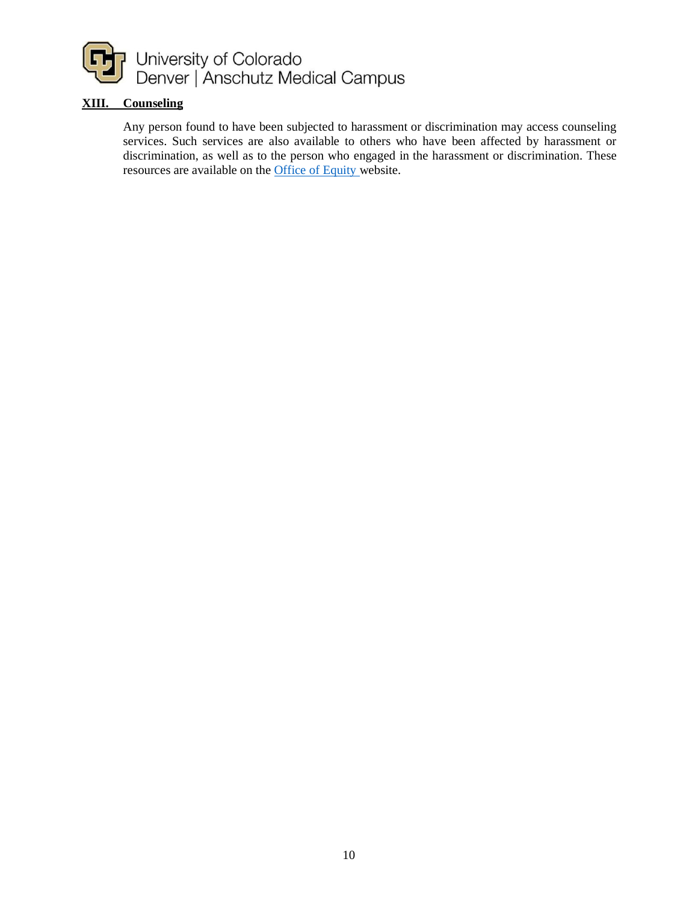## XIII. Counseling

Any person found to have been subjected to harassment or discrimination may access counseling services. Such services are also available to others who have been affected by harassment or discrimination, as well as to the person who engaged in the harassment or discrimination. These resources are available on the Office of Equity website.